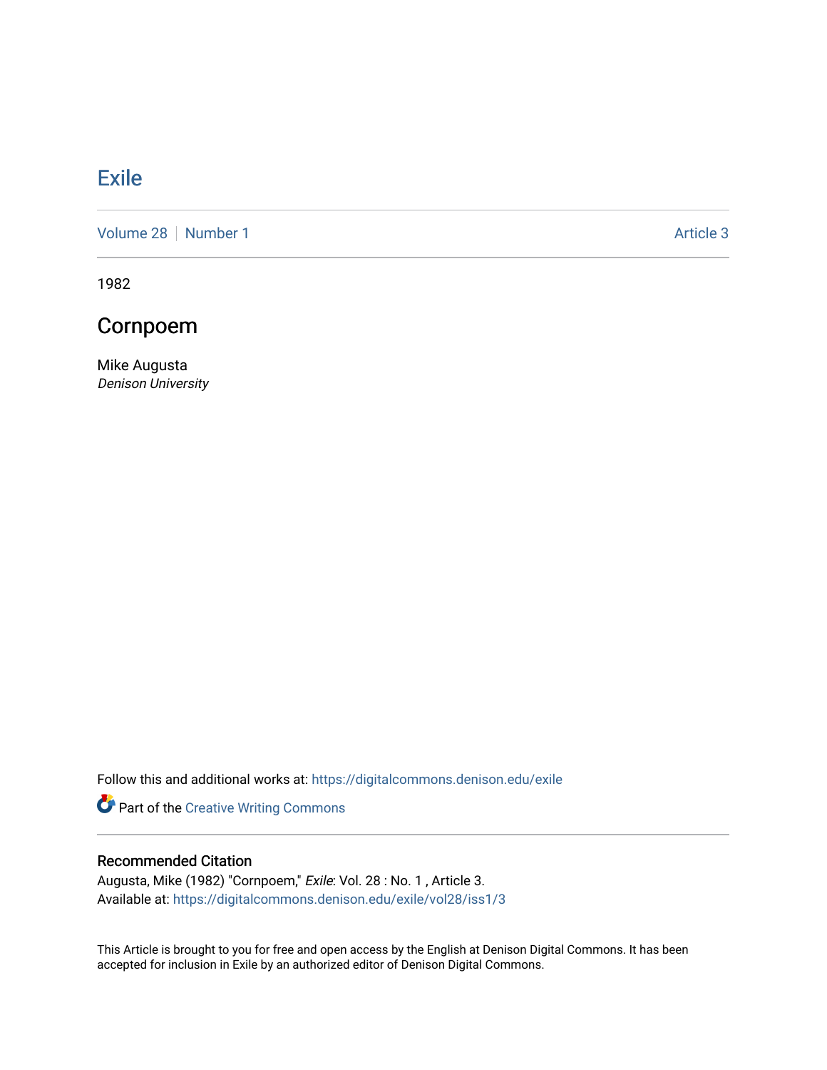# Exile

Volume 28 | Number 1 | Article 3

1982

## Cornpoem

Mike Augusta
*Denison University*

Follow this and additional works at: https://digitalcommons.denison.edu/exile

Part of the Creative Writing Commons

### Recommended Citation

Augusta, Mike (1982) "Cornpoem," *Exile*: Vol. 28 : No. 1 , Article 3.
Available at: https://digitalcommons.denison.edu/exile/vol28/iss1/3

This Article is brought to you for free and open access by the English at Denison Digital Commons. It has been accepted for inclusion in Exile by an authorized editor of Denison Digital Commons.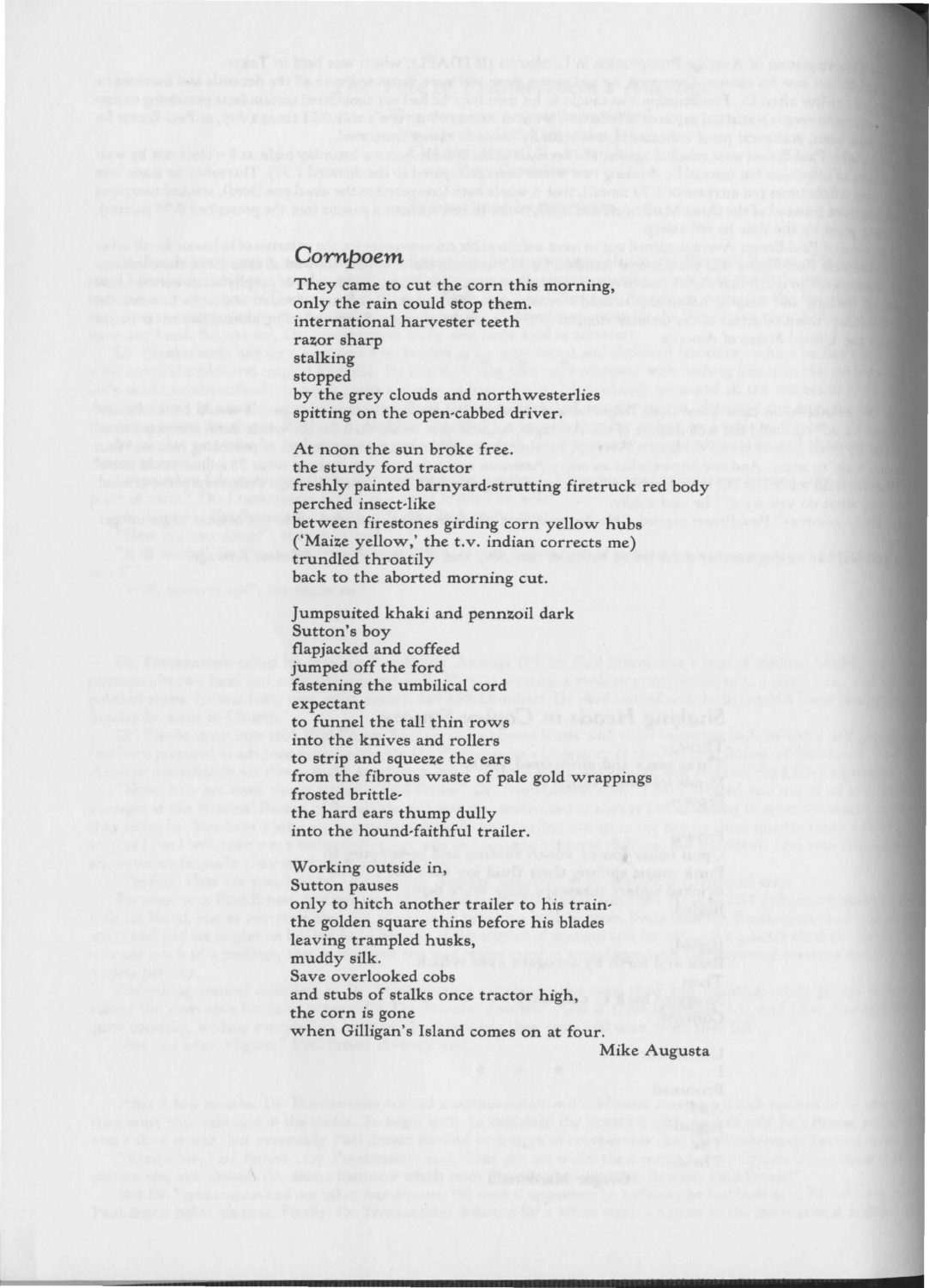## *Cornpoem*

They came to cut the corn this morning,
only the rain could stop them.
international harvester teeth
razor sharp
stalking
stopped
by the grey clouds and northwesterlies
spitting on the open-cabbed driver.

At noon the sun broke free.
the sturdy ford tractor
freshly painted barnyard-strutting firetruck red body
perched insect-like
between firestones girding corn yellow hubs
('Maize yellow,' the t.v. indian corrects me)
trundled throatily
back to the aborted morning cut.

Jumpsuited khaki and pennzoil dark
Sutton's boy
flapjacked and coffeed
jumped off the ford
fastening the umbilical cord
expectant
to funnel the tall thin rows
into the knives and rollers
to strip and squeeze the ears
from the fibrous waste of pale gold wrappings
frosted brittle-
the hard ears thump dully
into the hound-faithful trailer.

Working outside in,
Sutton pauses
only to hitch another trailer to his train-
the golden square thins before his blades
leaving trampled husks,
muddy silk.
Save overlooked cobs
and stubs of stalks once tractor high,
the corn is gone
when Gilligan's Island comes on at four.

Mike Augusta